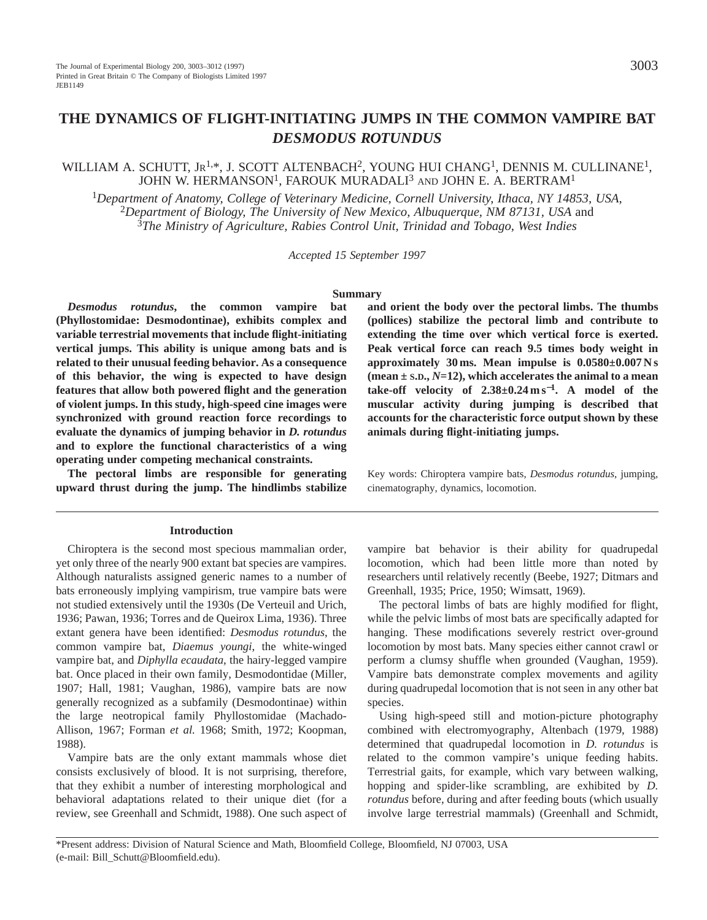# THE DYNAMICS OF FLIGHT-INITIATING JUMPS IN THE COMMON VAMPIRE BAT *DESMODUS ROTUNDUS*

WILLIAM A. SCHUTT, JR[1,*], J. SCOTT ALTENBACH[2], YOUNG HUI CHANG[1], DENNIS M. CULLINANE[1], JOHN W. HERMANSON[1], FAROUK MURADALI[3] AND JOHN E. A. BERTRAM[1]

[1]*Department of Anatomy, College of Veterinary Medicine, Cornell University, Ithaca, NY 14853, USA,*
[2]*Department of Biology, The University of New Mexico, Albuquerque, NM 87131, USA* and
[3]*The Ministry of Agriculture, Rabies Control Unit, Trinidad and Tobago, West Indies*

*Accepted 15 September 1997*

## Summary

***Desmodus rotundus*, the common vampire bat (Phyllostomidae: Desmodontinae), exhibits complex and variable terrestrial movements that include flight-initiating vertical jumps. This ability is unique among bats and is related to their unusual feeding behavior. As a consequence of this behavior, the wing is expected to have design features that allow both powered flight and the generation of violent jumps. In this study, high-speed cine images were synchronized with ground reaction force recordings to evaluate the dynamics of jumping behavior in *D. rotundus* and to explore the functional characteristics of a wing operating under competing mechanical constraints.**

**The pectoral limbs are responsible for generating upward thrust during the jump. The hindlimbs stabilize and orient the body over the pectoral limbs. The thumbs (pollices) stabilize the pectoral limb and contribute to extending the time over which vertical force is exerted. Peak vertical force can reach 9.5 times body weight in approximately 30 ms. Mean impulse is 0.0580±0.007 N s (mean ± S.D., *N*=12), which accelerates the animal to a mean take-off velocity of 2.38±0.24 m s$^{-1}$. A model of the muscular activity during jumping is described that accounts for the characteristic force output shown by these animals during flight-initiating jumps.**

Key words: Chiroptera vampire bats, *Desmodus rotundus*, jumping, cinematography, dynamics, locomotion.

## Introduction

Chiroptera is the second most specious mammalian order, yet only three of the nearly 900 extant bat species are vampires. Although naturalists assigned generic names to a number of bats erroneously implying vampirism, true vampire bats were not studied extensively until the 1930s (De Verteuil and Urich, 1936; Pawan, 1936; Torres and de Queirox Lima, 1936). Three extant genera have been identified: *Desmodus rotundus*, the common vampire bat, *Diaemus youngi*, the white-winged vampire bat, and *Diphylla ecaudata*, the hairy-legged vampire bat. Once placed in their own family, Desmodontidae (Miller, 1907; Hall, 1981; Vaughan, 1986), vampire bats are now generally recognized as a subfamily (Desmodontinae) within the large neotropical family Phyllostomidae (Machado-Allison, 1967; Forman *et al.* 1968; Smith, 1972; Koopman, 1988).

Vampire bats are the only extant mammals whose diet consists exclusively of blood. It is not surprising, therefore, that they exhibit a number of interesting morphological and behavioral adaptations related to their unique diet (for a review, see Greenhall and Schmidt, 1988). One such aspect of vampire bat behavior is their ability for quadrupedal locomotion, which had been little more than noted by researchers until relatively recently (Beebe, 1927; Ditmars and Greenhall, 1935; Price, 1950; Wimsatt, 1969).

The pectoral limbs of bats are highly modified for flight, while the pelvic limbs of most bats are specifically adapted for hanging. These modifications severely restrict over-ground locomotion by most bats. Many species either cannot crawl or perform a clumsy shuffle when grounded (Vaughan, 1959). Vampire bats demonstrate complex movements and agility during quadrupedal locomotion that is not seen in any other bat species.

Using high-speed still and motion-picture photography combined with electromyography, Altenbach (1979, 1988) determined that quadrupedal locomotion in *D. rotundus* is related to the common vampire's unique feeding habits. Terrestrial gaits, for example, which vary between walking, hopping and spider-like scrambling, are exhibited by *D. rotundus* before, during and after feeding bouts (which usually involve large terrestrial mammals) (Greenhall and Schmidt,

*Present address: Division of Natural Science and Math, Bloomfield College, Bloomfield, NJ 07003, USA (e-mail: Bill_Schutt@Bloomfield.edu).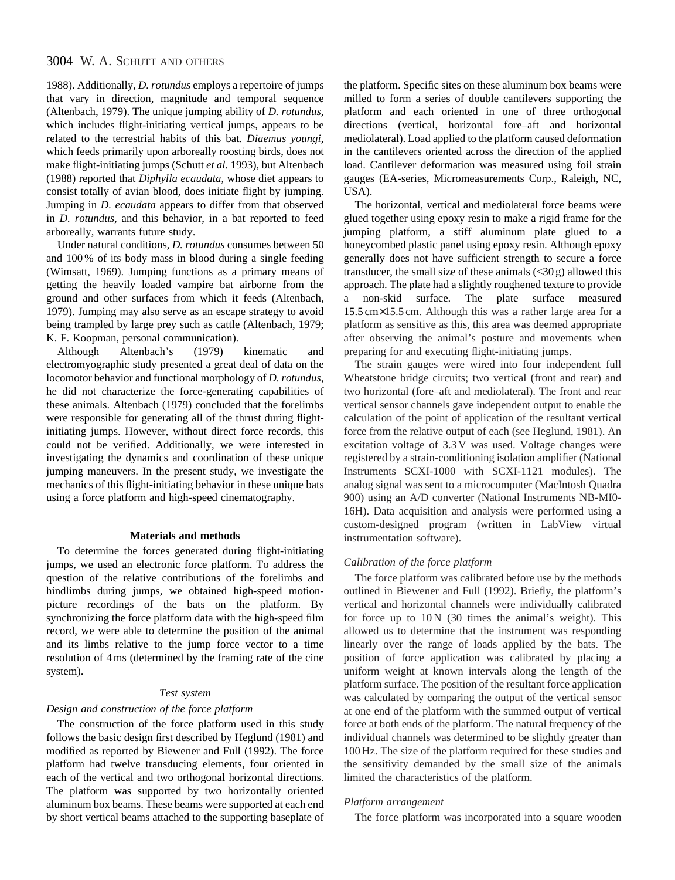1988). Additionally, *D. rotundus* employs a repertoire of jumps that vary in direction, magnitude and temporal sequence (Altenbach, 1979). The unique jumping ability of *D. rotundus*, which includes flight-initiating vertical jumps, appears to be related to the terrestrial habits of this bat. *Diaemus youngi*, which feeds primarily upon arboreally roosting birds, does not make flight-initiating jumps (Schutt *et al.* 1993), but Altenbach (1988) reported that *Diphylla ecaudata*, whose diet appears to consist totally of avian blood, does initiate flight by jumping. Jumping in *D. ecaudata* appears to differ from that observed in *D. rotundus*, and this behavior, in a bat reported to feed arboreally, warrants future study.

Under natural conditions, *D. rotundus* consumes between 50 and 100 % of its body mass in blood during a single feeding (Wimsatt, 1969). Jumping functions as a primary means of getting the heavily loaded vampire bat airborne from the ground and other surfaces from which it feeds (Altenbach, 1979). Jumping may also serve as an escape strategy to avoid being trampled by large prey such as cattle (Altenbach, 1979; K. F. Koopman, personal communication).

Although Altenbach's (1979) kinematic and electromyographic study presented a great deal of data on the locomotor behavior and functional morphology of *D. rotundus*, he did not characterize the force-generating capabilities of these animals. Altenbach (1979) concluded that the forelimbs were responsible for generating all of the thrust during flight-initiating jumps. However, without direct force records, this could not be verified. Additionally, we were interested in investigating the dynamics and coordination of these unique jumping maneuvers. In the present study, we investigate the mechanics of this flight-initiating behavior in these unique bats using a force platform and high-speed cinematography.

## Materials and methods

To determine the forces generated during flight-initiating jumps, we used an electronic force platform. To address the question of the relative contributions of the forelimbs and hindlimbs during jumps, we obtained high-speed motion-picture recordings of the bats on the platform. By synchronizing the force platform data with the high-speed film record, we were able to determine the position of the animal and its limbs relative to the jump force vector to a time resolution of 4 ms (determined by the framing rate of the cine system).

### *Test system*

#### *Design and construction of the force platform*

The construction of the force platform used in this study follows the basic design first described by Heglund (1981) and modified as reported by Biewener and Full (1992). The force platform had twelve transducing elements, four oriented in each of the vertical and two orthogonal horizontal directions. The platform was supported by two horizontally oriented aluminum box beams. These beams were supported at each end by short vertical beams attached to the supporting baseplate of the platform. Specific sites on these aluminum box beams were milled to form a series of double cantilevers supporting the platform and each oriented in one of three orthogonal directions (vertical, horizontal fore–aft and horizontal mediolateral). Load applied to the platform caused deformation in the cantilevers oriented across the direction of the applied load. Cantilever deformation was measured using foil strain gauges (EA-series, Micromeasurements Corp., Raleigh, NC, USA).

The horizontal, vertical and mediolateral force beams were glued together using epoxy resin to make a rigid frame for the jumping platform, a stiff aluminum plate glued to a honeycombed plastic panel using epoxy resin. Although epoxy generally does not have sufficient strength to secure a force transducer, the small size of these animals (<30 g) allowed this approach. The plate had a slightly roughened texture to provide a non-skid surface. The plate surface measured 15.5 cm×15.5 cm. Although this was a rather large area for a platform as sensitive as this, this area was deemed appropriate after observing the animal's posture and movements when preparing for and executing flight-initiating jumps.

The strain gauges were wired into four independent full Wheatstone bridge circuits; two vertical (front and rear) and two horizontal (fore–aft and mediolateral). The front and rear vertical sensor channels gave independent output to enable the calculation of the point of application of the resultant vertical force from the relative output of each (see Heglund, 1981). An excitation voltage of 3.3 V was used. Voltage changes were registered by a strain-conditioning isolation amplifier (National Instruments SCXI-1000 with SCXI-1121 modules). The analog signal was sent to a microcomputer (MacIntosh Quadra 900) using an A/D converter (National Instruments NB-MI0-16H). Data acquisition and analysis were performed using a custom-designed program (written in LabView virtual instrumentation software).

#### *Calibration of the force platform*

The force platform was calibrated before use by the methods outlined in Biewener and Full (1992). Briefly, the platform's vertical and horizontal channels were individually calibrated for force up to 10 N (30 times the animal's weight). This allowed us to determine that the instrument was responding linearly over the range of loads applied by the bats. The position of force application was calibrated by placing a uniform weight at known intervals along the length of the platform surface. The position of the resultant force application was calculated by comparing the output of the vertical sensor at one end of the platform with the summed output of vertical force at both ends of the platform. The natural frequency of the individual channels was determined to be slightly greater than 100 Hz. The size of the platform required for these studies and the sensitivity demanded by the small size of the animals limited the characteristics of the platform.

#### *Platform arrangement*

The force platform was incorporated into a square wooden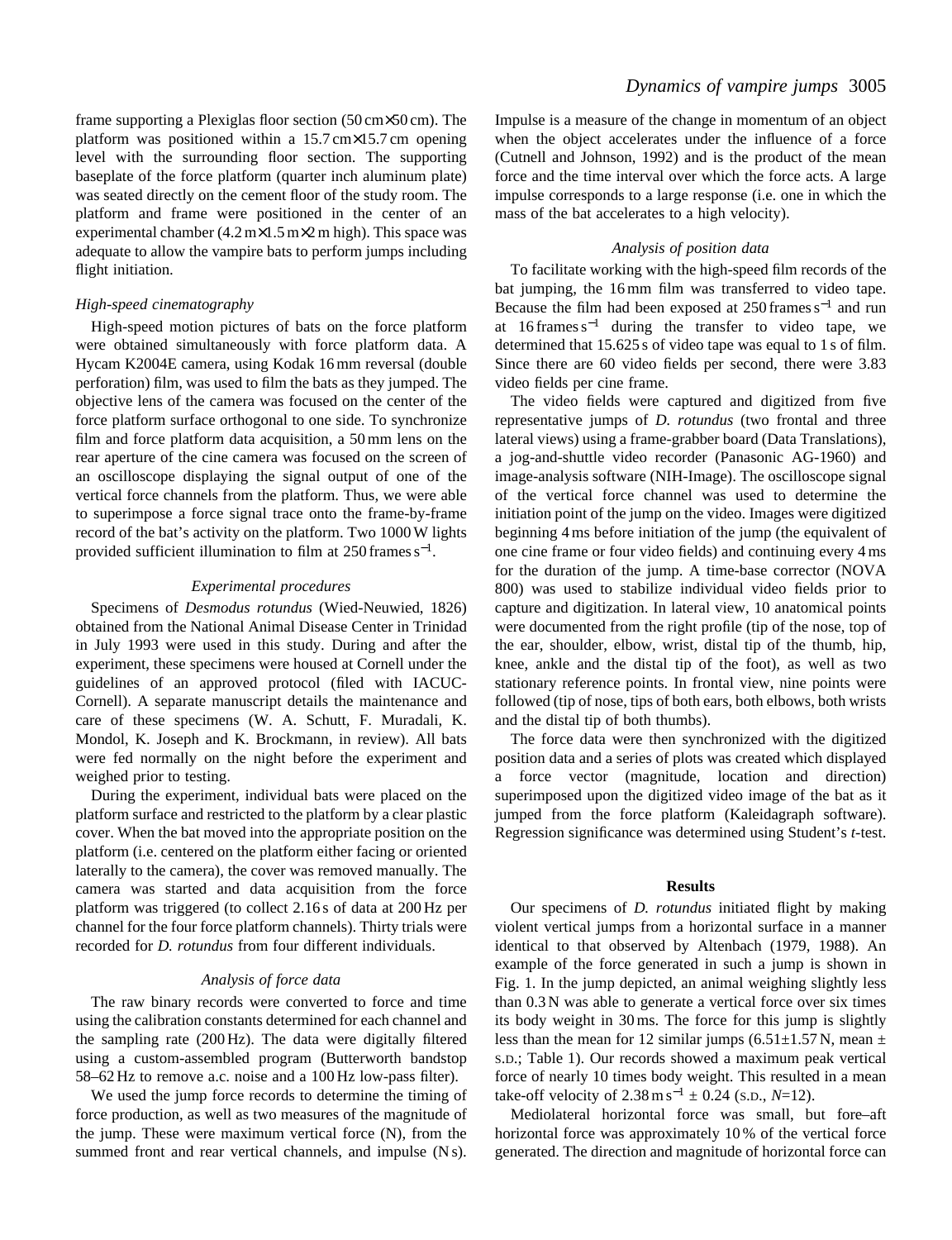frame supporting a Plexiglas floor section (50 cm×50 cm). The platform was positioned within a 15.7 cm×15.7 cm opening level with the surrounding floor section. The supporting baseplate of the force platform (quarter inch aluminum plate) was seated directly on the cement floor of the study room. The platform and frame were positioned in the center of an experimental chamber (4.2 m×1.5 m×2 m high). This space was adequate to allow the vampire bats to perform jumps including flight initiation.

### *High-speed cinematography*

High-speed motion pictures of bats on the force platform were obtained simultaneously with force platform data. A Hycam K2004E camera, using Kodak 16 mm reversal (double perforation) film, was used to film the bats as they jumped. The objective lens of the camera was focused on the center of the force platform surface orthogonal to one side. To synchronize film and force platform data acquisition, a 50 mm lens on the rear aperture of the cine camera was focused on the screen of an oscilloscope displaying the signal output of one of the vertical force channels from the platform. Thus, we were able to superimpose a force signal trace onto the frame-by-frame record of the bat's activity on the platform. Two 1000 W lights provided sufficient illumination to film at 250 frames $s^{-1}$.

### *Experimental procedures*

Specimens of *Desmodus rotundus* (Wied-Neuwied, 1826) obtained from the National Animal Disease Center in Trinidad in July 1993 were used in this study. During and after the experiment, these specimens were housed at Cornell under the guidelines of an approved protocol (filed with IACUC-Cornell). A separate manuscript details the maintenance and care of these specimens (W. A. Schutt, F. Muradali, K. Mondol, K. Joseph and K. Brockmann, in review). All bats were fed normally on the night before the experiment and weighed prior to testing.

During the experiment, individual bats were placed on the platform surface and restricted to the platform by a clear plastic cover. When the bat moved into the appropriate position on the platform (i.e. centered on the platform either facing or oriented laterally to the camera), the cover was removed manually. The camera was started and data acquisition from the force platform was triggered (to collect 2.16 s of data at 200 Hz per channel for the four force platform channels). Thirty trials were recorded for *D. rotundus* from four different individuals.

### *Analysis of force data*

The raw binary records were converted to force and time using the calibration constants determined for each channel and the sampling rate (200 Hz). The data were digitally filtered using a custom-assembled program (Butterworth bandstop 58–62 Hz to remove a.c. noise and a 100 Hz low-pass filter).

We used the jump force records to determine the timing of force production, as well as two measures of the magnitude of the jump. These were maximum vertical force (N), from the summed front and rear vertical channels, and impulse (N s). Impulse is a measure of the change in momentum of an object when the object accelerates under the influence of a force (Cutnell and Johnson, 1992) and is the product of the mean force and the time interval over which the force acts. A large impulse corresponds to a large response (i.e. one in which the mass of the bat accelerates to a high velocity).

### *Analysis of position data*

To facilitate working with the high-speed film records of the bat jumping, the 16 mm film was transferred to video tape. Because the film had been exposed at 250 frames $s^{-1}$ and run at 16 frames $s^{-1}$ during the transfer to video tape, we determined that 15.625 s of video tape was equal to 1 s of film. Since there are 60 video fields per second, there were 3.83 video fields per cine frame.

The video fields were captured and digitized from five representative jumps of *D. rotundus* (two frontal and three lateral views) using a frame-grabber board (Data Translations), a jog-and-shuttle video recorder (Panasonic AG-1960) and image-analysis software (NIH-Image). The oscilloscope signal of the vertical force channel was used to determine the initiation point of the jump on the video. Images were digitized beginning 4 ms before initiation of the jump (the equivalent of one cine frame or four video fields) and continuing every 4 ms for the duration of the jump. A time-base corrector (NOVA 800) was used to stabilize individual video fields prior to capture and digitization. In lateral view, 10 anatomical points were documented from the right profile (tip of the nose, top of the ear, shoulder, elbow, wrist, distal tip of the thumb, hip, knee, ankle and the distal tip of the foot), as well as two stationary reference points. In frontal view, nine points were followed (tip of nose, tips of both ears, both elbows, both wrists and the distal tip of both thumbs).

The force data were then synchronized with the digitized position data and a series of plots was created which displayed a force vector (magnitude, location and direction) superimposed upon the digitized video image of the bat as it jumped from the force platform (Kaleidagraph software). Regression significance was determined using Student's *t*-test.

## Results

Our specimens of *D. rotundus* initiated flight by making violent vertical jumps from a horizontal surface in a manner identical to that observed by Altenbach (1979, 1988). An example of the force generated in such a jump is shown in Fig. 1. In the jump depicted, an animal weighing slightly less than 0.3 N was able to generate a vertical force over six times its body weight in 30 ms. The force for this jump is slightly less than the mean for 12 similar jumps (6.51±1.57 N, mean ± S.D.; Table 1). Our records showed a maximum peak vertical force of nearly 10 times body weight. This resulted in a mean take-off velocity of 2.38 m $s^{-1}$ ± 0.24 (S.D., $N$=12).

Mediolateral horizontal force was small, but fore–aft horizontal force was approximately 10 % of the vertical force generated. The direction and magnitude of horizontal force can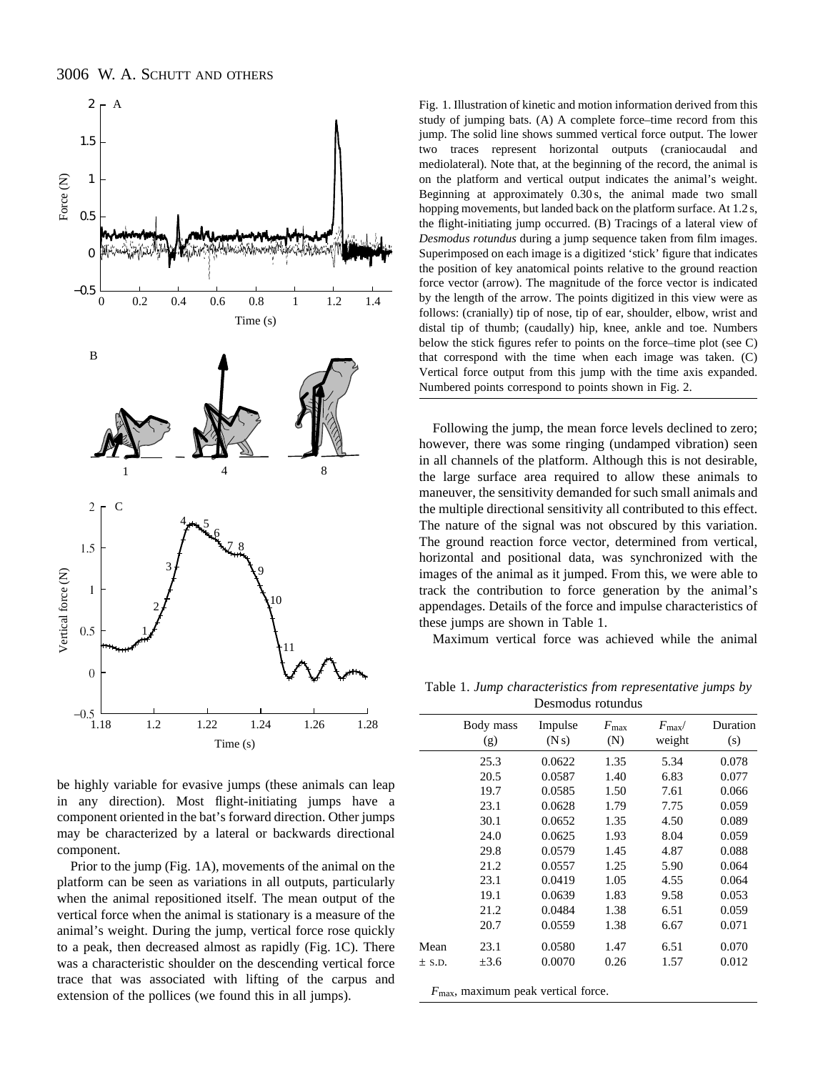Fig. 1. Illustration of kinetic and motion information derived from this study of jumping bats. (A) A complete force–time record from this jump. The solid line shows summed vertical force output. The lower two traces represent horizontal outputs (craniocaudal and mediolateral). Note that, at the beginning of the record, the animal is on the platform and vertical output indicates the animal's weight. Beginning at approximately 0.30 s, the animal made two small hopping movements, but landed back on the platform surface. At 1.2 s, the flight-initiating jump occurred. (B) Tracings of a lateral view of *Desmodus rotundus* during a jump sequence taken from film images. Superimposed on each image is a digitized 'stick' figure that indicates the position of key anatomical points relative to the ground reaction force vector (arrow). The magnitude of the force vector is indicated by the length of the arrow. The points digitized in this view were as follows: (cranially) tip of nose, tip of ear, shoulder, elbow, wrist and distal tip of thumb; (caudally) hip, knee, ankle and toe. Numbers below the stick figures refer to points on the force–time plot (see C) that correspond with the time when each image was taken. (C) Vertical force output from this jump with the time axis expanded. Numbered points correspond to points shown in Fig. 2.

be highly variable for evasive jumps (these animals can leap in any direction). Most flight-initiating jumps have a component oriented in the bat's forward direction. Other jumps may be characterized by a lateral or backwards directional component.

Prior to the jump (Fig. 1A), movements of the animal on the platform can be seen as variations in all outputs, particularly when the animal repositioned itself. The mean output of the vertical force when the animal is stationary is a measure of the animal's weight. During the jump, vertical force rose quickly to a peak, then decreased almost as rapidly (Fig. 1C). There was a characteristic shoulder on the descending vertical force trace that was associated with lifting of the carpus and extension of the pollices (we found this in all jumps).

Following the jump, the mean force levels declined to zero; however, there was some ringing (undamped vibration) seen in all channels of the platform. Although this is not desirable, the large surface area required to allow these animals to maneuver, the sensitivity demanded for such small animals and the multiple directional sensitivity all contributed to this effect. The nature of the signal was not obscured by this variation. The ground reaction force vector, determined from vertical, horizontal and positional data, was synchronized with the images of the animal as it jumped. From this, we were able to track the contribution to force generation by the animal's appendages. Details of the force and impulse characteristics of these jumps are shown in Table 1.

Maximum vertical force was achieved while the animal

Table 1. *Jump characteristics from representative jumps by* Desmodus rotundus

| | Body mass (g) | Impulse (N s) | $F_{max}$ (N) | $F_{max}$/ weight | Duration (s) |
|---|---|---|---|---|---|
| | 25.3 | 0.0622 | 1.35 | 5.34 | 0.078 |
| | 20.5 | 0.0587 | 1.40 | 6.83 | 0.077 |
| | 19.7 | 0.0585 | 1.50 | 7.61 | 0.066 |
| | 23.1 | 0.0628 | 1.79 | 7.75 | 0.059 |
| | 30.1 | 0.0652 | 1.35 | 4.50 | 0.089 |
| | 24.0 | 0.0625 | 1.93 | 8.04 | 0.059 |
| | 29.8 | 0.0579 | 1.45 | 4.87 | 0.088 |
| | 21.2 | 0.0557 | 1.25 | 5.90 | 0.064 |
| | 23.1 | 0.0419 | 1.05 | 4.55 | 0.064 |
| | 19.1 | 0.0639 | 1.83 | 9.58 | 0.053 |
| | 21.2 | 0.0484 | 1.38 | 6.51 | 0.059 |
| | 20.7 | 0.0559 | 1.38 | 6.67 | 0.071 |
| Mean | 23.1 | 0.0580 | 1.47 | 6.51 | 0.070 |
| ± S.D. | ±3.6 | 0.0070 | 0.26 | 1.57 | 0.012 |

$F_{max}$, maximum peak vertical force.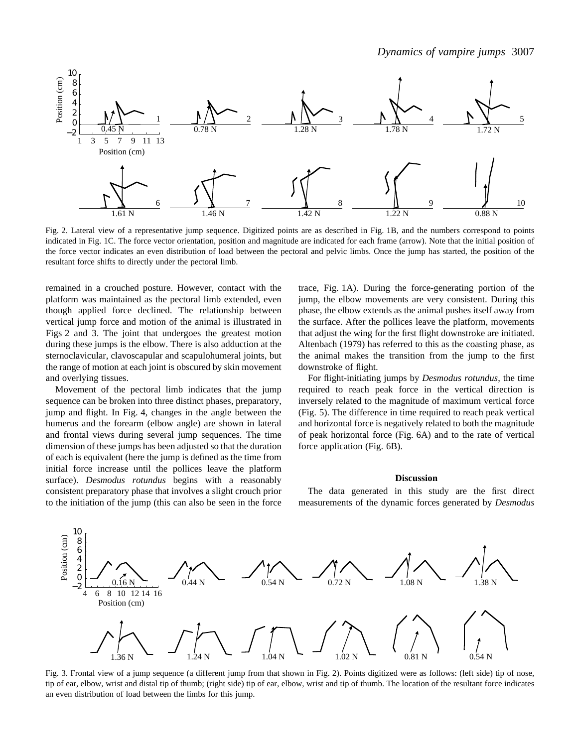Fig. 2. Lateral view of a representative jump sequence. Digitized points are as described in Fig. 1B, and the numbers correspond to points indicated in Fig. 1C. The force vector orientation, position and magnitude are indicated for each frame (arrow). Note that the initial position of the force vector indicates an even distribution of load between the pectoral and pelvic limbs. Once the jump has started, the position of the resultant force shifts to directly under the pectoral limb.

remained in a crouched posture. However, contact with the platform was maintained as the pectoral limb extended, even though applied force declined. The relationship between vertical jump force and motion of the animal is illustrated in Figs 2 and 3. The joint that undergoes the greatest motion during these jumps is the elbow. There is also adduction at the sternoclavicular, clavoscapular and scapulohumeral joints, but the range of motion at each joint is obscured by skin movement and overlying tissues.

Movement of the pectoral limb indicates that the jump sequence can be broken into three distinct phases, preparatory, jump and flight. In Fig. 4, changes in the angle between the humerus and the forearm (elbow angle) are shown in lateral and frontal views during several jump sequences. The time dimension of these jumps has been adjusted so that the duration of each is equivalent (here the jump is defined as the time from initial force increase until the pollices leave the platform surface). *Desmodus rotundus* begins with a reasonably consistent preparatory phase that involves a slight crouch prior to the initiation of the jump (this can also be seen in the force trace, Fig. 1A). During the force-generating portion of the jump, the elbow movements are very consistent. During this phase, the elbow extends as the animal pushes itself away from the surface. After the pollices leave the platform, movements that adjust the wing for the first flight downstroke are initiated. Altenbach (1979) has referred to this as the coasting phase, as the animal makes the transition from the jump to the first downstroke of flight.

For flight-initiating jumps by *Desmodus rotundus*, the time required to reach peak force in the vertical direction is inversely related to the magnitude of maximum vertical force (Fig. 5). The difference in time required to reach peak vertical and horizontal force is negatively related to both the magnitude of peak horizontal force (Fig. 6A) and to the rate of vertical force application (Fig. 6B).

## Discussion

The data generated in this study are the first direct measurements of the dynamic forces generated by *Desmodus*

Fig. 3. Frontal view of a jump sequence (a different jump from that shown in Fig. 2). Points digitized were as follows: (left side) tip of nose, tip of ear, elbow, wrist and distal tip of thumb; (right side) tip of ear, elbow, wrist and tip of thumb. The location of the resultant force indicates an even distribution of load between the limbs for this jump.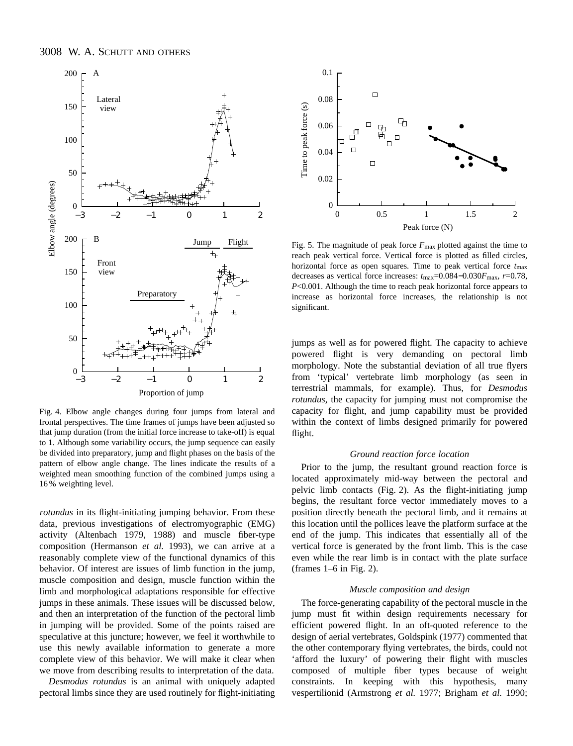Fig. 4. Elbow angle changes during four jumps from lateral and frontal perspectives. The time frames of jumps have been adjusted so that jump duration (from the initial force increase to take-off) is equal to 1. Although some variability occurs, the jump sequence can easily be divided into preparatory, jump and flight phases on the basis of the pattern of elbow angle change. The lines indicate the results of a weighted mean smoothing function of the combined jumps using a 16 % weighting level.

Fig. 5. The magnitude of peak force $F_{max}$ plotted against the time to reach peak vertical force. Vertical force is plotted as filled circles, horizontal force as open squares. Time to peak vertical force $t_{max}$ decreases as vertical force increases: $t_{max}$=0.084−0.030$F_{max}$, $r$=0.78, $P$<0.001. Although the time to reach peak horizontal force appears to increase as horizontal force increases, the relationship is not significant.

*rotundus* in its flight-initiating jumping behavior. From these data, previous investigations of electromyographic (EMG) activity (Altenbach 1979, 1988) and muscle fiber-type composition (Hermanson *et al.* 1993), we can arrive at a reasonably complete view of the functional dynamics of this behavior. Of interest are issues of limb function in the jump, muscle composition and design, muscle function within the limb and morphological adaptations responsible for effective jumps in these animals. These issues will be discussed below, and then an interpretation of the function of the pectoral limb in jumping will be provided. Some of the points raised are speculative at this juncture; however, we feel it worthwhile to use this newly available information to generate a more complete view of this behavior. We will make it clear when we move from describing results to interpretation of the data.

*Desmodus rotundus* is an animal with uniquely adapted pectoral limbs since they are used routinely for flight-initiating jumps as well as for powered flight. The capacity to achieve powered flight is very demanding on pectoral limb morphology. Note the substantial deviation of all true flyers from 'typical' vertebrate limb morphology (as seen in terrestrial mammals, for example). Thus, for *Desmodus rotundus*, the capacity for jumping must not compromise the capacity for flight, and jump capability must be provided within the context of limbs designed primarily for powered flight.

### *Ground reaction force location*

Prior to the jump, the resultant ground reaction force is located approximately mid-way between the pectoral and pelvic limb contacts (Fig. 2). As the flight-initiating jump begins, the resultant force vector immediately moves to a position directly beneath the pectoral limb, and it remains at this location until the pollices leave the platform surface at the end of the jump. This indicates that essentially all of the vertical force is generated by the front limb. This is the case even while the rear limb is in contact with the plate surface (frames 1–6 in Fig. 2).

### *Muscle composition and design*

The force-generating capability of the pectoral muscle in the jump must fit within design requirements necessary for efficient powered flight. In an oft-quoted reference to the design of aerial vertebrates, Goldspink (1977) commented that the other contemporary flying vertebrates, the birds, could not 'afford the luxury' of powering their flight with muscles composed of multiple fiber types because of weight constraints. In keeping with this hypothesis, many vespertilionid (Armstrong *et al.* 1977; Brigham *et al.* 1990;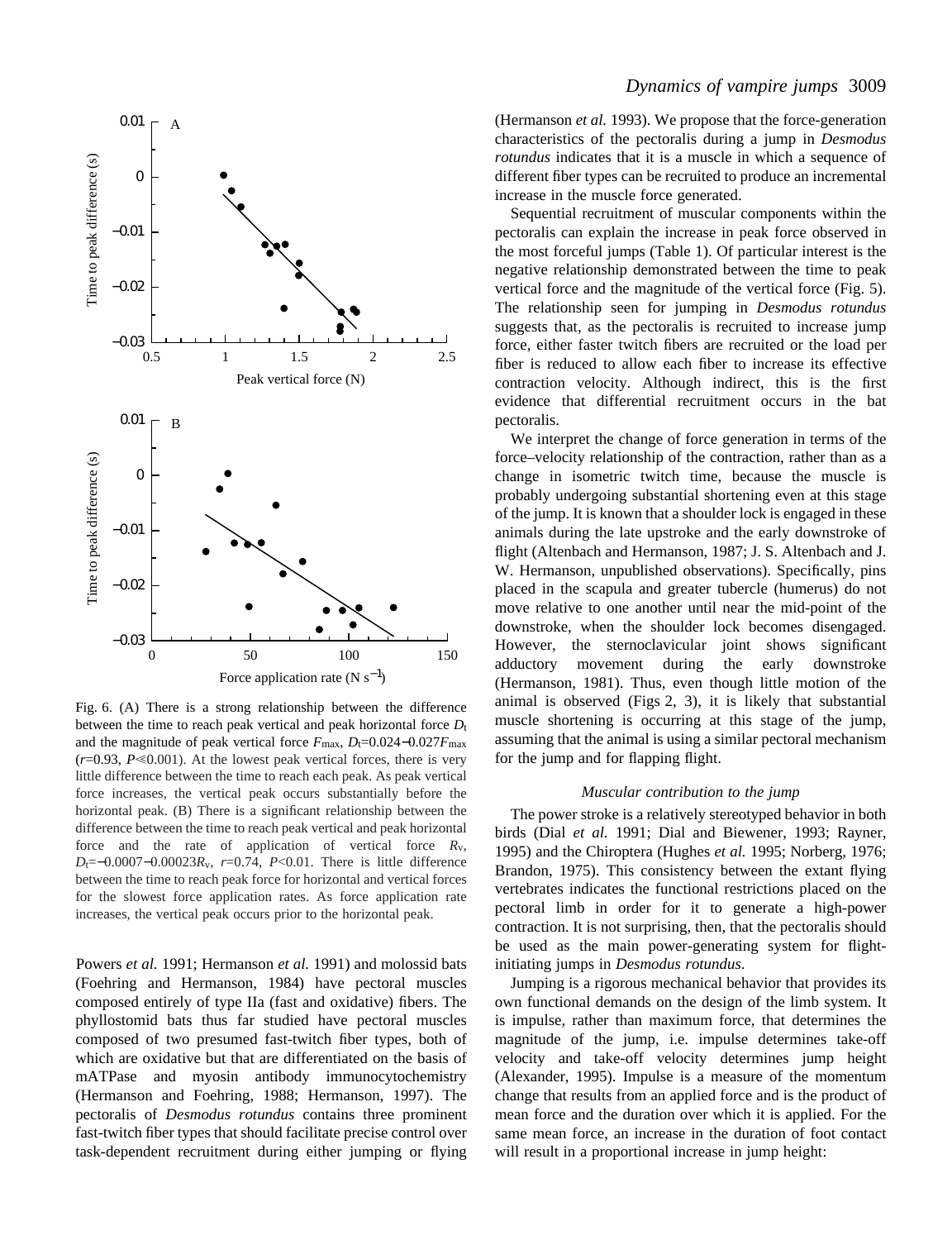Fig. 6. (A) There is a strong relationship between the difference between the time to reach peak vertical and peak horizontal force $D_t$ and the magnitude of peak vertical force $F_{max}$, $D_t$=0.024−0.027$F_{max}$ ($r$=0.93, $P$≪0.001). At the lowest peak vertical forces, there is very little difference between the time to reach each peak. As peak vertical force increases, the vertical peak occurs substantially before the horizontal peak. (B) There is a significant relationship between the difference between the time to reach peak vertical and peak horizontal force and the rate of application of vertical force $R_v$, $D_t$=−0.0007−0.00023$R_v$, $r$=0.74, $P$<0.01. There is little difference between the time to reach peak force for horizontal and vertical forces for the slowest force application rates. As force application rate increases, the vertical peak occurs prior to the horizontal peak.

Powers *et al.* 1991; Hermanson *et al.* 1991) and molossid bats (Foehring and Hermanson, 1984) have pectoral muscles composed entirely of type IIa (fast and oxidative) fibers. The phyllostomid bats thus far studied have pectoral muscles composed of two presumed fast-twitch fiber types, both of which are oxidative but that are differentiated on the basis of mATPase and myosin antibody immunocytochemistry (Hermanson and Foehring, 1988; Hermanson, 1997). The pectoralis of *Desmodus rotundus* contains three prominent fast-twitch fiber types that should facilitate precise control over task-dependent recruitment during either jumping or flying (Hermanson *et al.* 1993). We propose that the force-generation characteristics of the pectoralis during a jump in *Desmodus rotundus* indicates that it is a muscle in which a sequence of different fiber types can be recruited to produce an incremental increase in the muscle force generated.

Sequential recruitment of muscular components within the pectoralis can explain the increase in peak force observed in the most forceful jumps (Table 1). Of particular interest is the negative relationship demonstrated between the time to peak vertical force and the magnitude of the vertical force (Fig. 5). The relationship seen for jumping in *Desmodus rotundus* suggests that, as the pectoralis is recruited to increase jump force, either faster twitch fibers are recruited or the load per fiber is reduced to allow each fiber to increase its effective contraction velocity. Although indirect, this is the first evidence that differential recruitment occurs in the bat pectoralis.

We interpret the change of force generation in terms of the force–velocity relationship of the contraction, rather than as a change in isometric twitch time, because the muscle is probably undergoing substantial shortening even at this stage of the jump. It is known that a shoulder lock is engaged in these animals during the late upstroke and the early downstroke of flight (Altenbach and Hermanson, 1987; J. S. Altenbach and J. W. Hermanson, unpublished observations). Specifically, pins placed in the scapula and greater tubercle (humerus) do not move relative to one another until near the mid-point of the downstroke, when the shoulder lock becomes disengaged. However, the sternoclavicular joint shows significant adductory movement during the early downstroke (Hermanson, 1981). Thus, even though little motion of the animal is observed (Figs 2, 3), it is likely that substantial muscle shortening is occurring at this stage of the jump, assuming that the animal is using a similar pectoral mechanism for the jump and for flapping flight.

### *Muscular contribution to the jump*

The power stroke is a relatively stereotyped behavior in both birds (Dial *et al.* 1991; Dial and Biewener, 1993; Rayner, 1995) and the Chiroptera (Hughes *et al.* 1995; Norberg, 1976; Brandon, 1975). This consistency between the extant flying vertebrates indicates the functional restrictions placed on the pectoral limb in order for it to generate a high-power contraction. It is not surprising, then, that the pectoralis should be used as the main power-generating system for flight-initiating jumps in *Desmodus rotundus*.

Jumping is a rigorous mechanical behavior that provides its own functional demands on the design of the limb system. It is impulse, rather than maximum force, that determines the magnitude of the jump, i.e. impulse determines take-off velocity and take-off velocity determines jump height (Alexander, 1995). Impulse is a measure of the momentum change that results from an applied force and is the product of mean force and the duration over which it is applied. For the same mean force, an increase in the duration of foot contact will result in a proportional increase in jump height: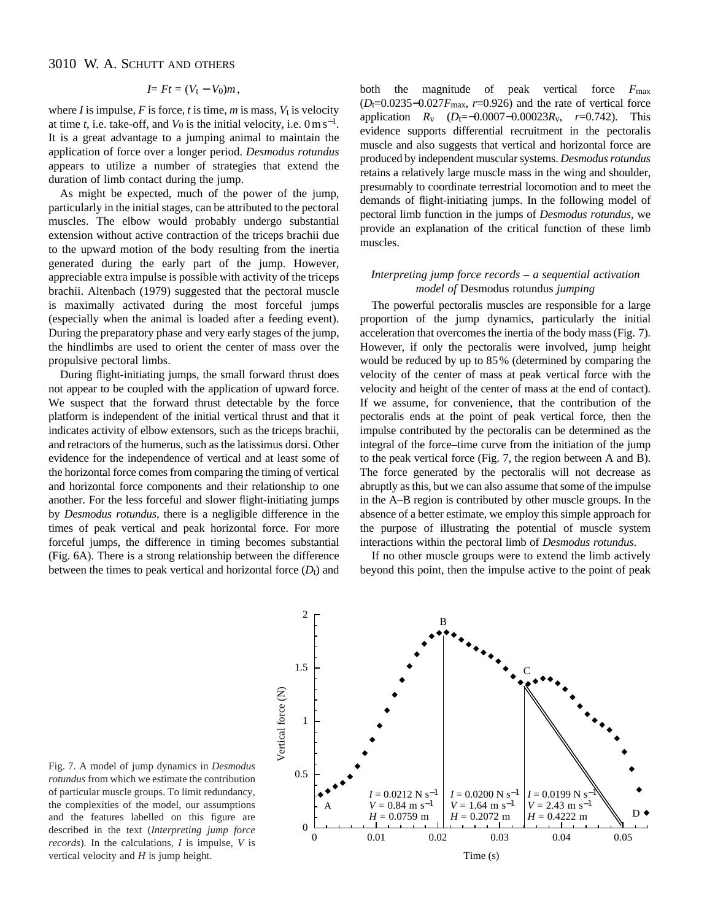$$I = Ft = (V_t - V_0)m\,,$$

where $I$ is impulse, $F$ is force, $t$ is time, $m$ is mass, $V_t$ is velocity at time $t$, i.e. take-off, and $V_0$ is the initial velocity, i.e. $0\,\mathrm{m\,s^{-1}}$. It is a great advantage to a jumping animal to maintain the application of force over a longer period. *Desmodus rotundus* appears to utilize a number of strategies that extend the duration of limb contact during the jump.

As might be expected, much of the power of the jump, particularly in the initial stages, can be attributed to the pectoral muscles. The elbow would probably undergo substantial extension without active contraction of the triceps brachii due to the upward motion of the body resulting from the inertia generated during the early part of the jump. However, appreciable extra impulse is possible with activity of the triceps brachii. Altenbach (1979) suggested that the pectoral muscle is maximally activated during the most forceful jumps (especially when the animal is loaded after a feeding event). During the preparatory phase and very early stages of the jump, the hindlimbs are used to orient the center of mass over the propulsive pectoral limbs.

During flight-initiating jumps, the small forward thrust does not appear to be coupled with the application of upward force. We suspect that the forward thrust detectable by the force platform is independent of the initial vertical thrust and that it indicates activity of elbow extensors, such as the triceps brachii, and retractors of the humerus, such as the latissimus dorsi. Other evidence for the independence of vertical and at least some of the horizontal force comes from comparing the timing of vertical and horizontal force components and their relationship to one another. For the less forceful and slower flight-initiating jumps by *Desmodus rotundus*, there is a negligible difference in the times of peak vertical and peak horizontal force. For more forceful jumps, the difference in timing becomes substantial (Fig. 6A). There is a strong relationship between the difference between the times to peak vertical and horizontal force ($D_t$) and both the magnitude of peak vertical force $F_{max}$ ($D_t$=0.0235−0.027$F_{max}$, $r$=0.926) and the rate of vertical force application $R_v$ ($D_t$=−0.0007−0.00023$R_v$, $r$=0.742). This evidence supports differential recruitment in the pectoralis muscle and also suggests that vertical and horizontal force are produced by independent muscular systems. *Desmodus rotundus* retains a relatively large muscle mass in the wing and shoulder, presumably to coordinate terrestrial locomotion and to meet the demands of flight-initiating jumps. In the following model of pectoral limb function in the jumps of *Desmodus rotundus*, we provide an explanation of the critical function of these limb muscles.

### *Interpreting jump force records – a sequential activation model of* Desmodus rotundus *jumping*

The powerful pectoralis muscles are responsible for a large proportion of the jump dynamics, particularly the initial acceleration that overcomes the inertia of the body mass (Fig. 7). However, if only the pectoralis were involved, jump height would be reduced by up to 85 % (determined by comparing the velocity of the center of mass at peak vertical force with the velocity and height of the center of mass at the end of contact). If we assume, for convenience, that the contribution of the pectoralis ends at the point of peak vertical force, then the impulse contributed by the pectoralis can be determined as the integral of the force–time curve from the initiation of the jump to the peak vertical force (Fig. 7, the region between A and B). The force generated by the pectoralis will not decrease as abruptly as this, but we can also assume that some of the impulse in the A–B region is contributed by other muscle groups. In the absence of a better estimate, we employ this simple approach for the purpose of illustrating the potential of muscle system interactions within the pectoral limb of *Desmodus rotundus*.

If no other muscle groups were to extend the limb actively beyond this point, then the impulse active to the point of peak

Fig. 7. A model of jump dynamics in *Desmodus rotundus* from which we estimate the contribution of particular muscle groups. To limit redundancy, the complexities of the model, our assumptions and the features labelled on this figure are described in the text (*Interpreting jump force records*). In the calculations, $I$ is impulse, $V$ is vertical velocity and $H$ is jump height.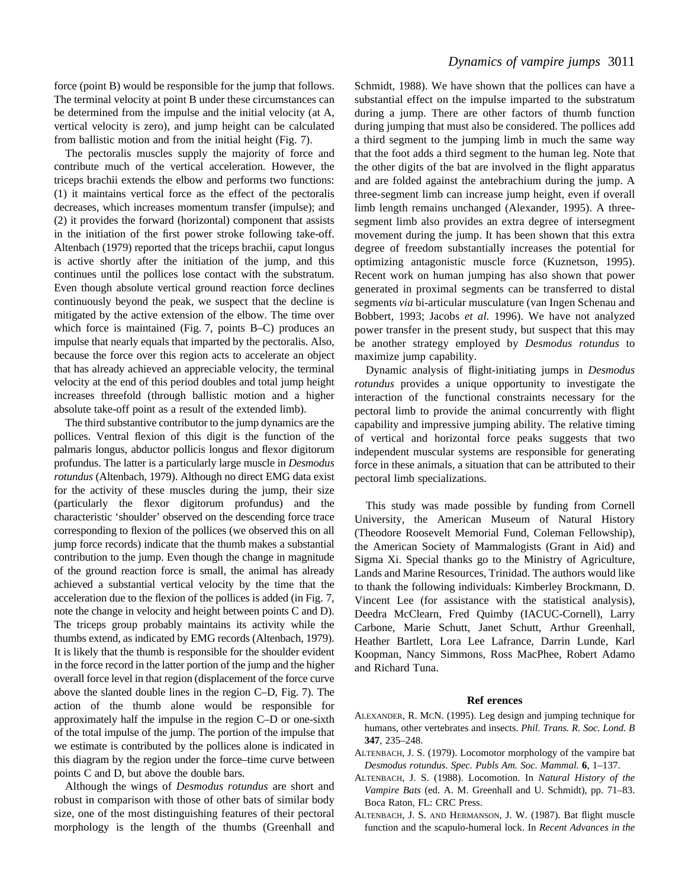force (point B) would be responsible for the jump that follows. The terminal velocity at point B under these circumstances can be determined from the impulse and the initial velocity (at A, vertical velocity is zero), and jump height can be calculated from ballistic motion and from the initial height (Fig. 7).

The pectoralis muscles supply the majority of force and contribute much of the vertical acceleration. However, the triceps brachii extends the elbow and performs two functions: (1) it maintains vertical force as the effect of the pectoralis decreases, which increases momentum transfer (impulse); and (2) it provides the forward (horizontal) component that assists in the initiation of the first power stroke following take-off. Altenbach (1979) reported that the triceps brachii, caput longus is active shortly after the initiation of the jump, and this continues until the pollices lose contact with the substratum. Even though absolute vertical ground reaction force declines continuously beyond the peak, we suspect that the decline is mitigated by the active extension of the elbow. The time over which force is maintained (Fig. 7, points B–C) produces an impulse that nearly equals that imparted by the pectoralis. Also, because the force over this region acts to accelerate an object that has already achieved an appreciable velocity, the terminal velocity at the end of this period doubles and total jump height increases threefold (through ballistic motion and a higher absolute take-off point as a result of the extended limb).

The third substantive contributor to the jump dynamics are the pollices. Ventral flexion of this digit is the function of the palmaris longus, abductor pollicis longus and flexor digitorum profundus. The latter is a particularly large muscle in *Desmodus rotundus* (Altenbach, 1979). Although no direct EMG data exist for the activity of these muscles during the jump, their size (particularly the flexor digitorum profundus) and the characteristic 'shoulder' observed on the descending force trace corresponding to flexion of the pollices (we observed this on all jump force records) indicate that the thumb makes a substantial contribution to the jump. Even though the change in magnitude of the ground reaction force is small, the animal has already achieved a substantial vertical velocity by the time that the acceleration due to the flexion of the pollices is added (in Fig. 7, note the change in velocity and height between points C and D). The triceps group probably maintains its activity while the thumbs extend, as indicated by EMG records (Altenbach, 1979). It is likely that the thumb is responsible for the shoulder evident in the force record in the latter portion of the jump and the higher overall force level in that region (displacement of the force curve above the slanted double lines in the region C–D, Fig. 7). The action of the thumb alone would be responsible for approximately half the impulse in the region C–D or one-sixth of the total impulse of the jump. The portion of the impulse that we estimate is contributed by the pollices alone is indicated in this diagram by the region under the force–time curve between points C and D, but above the double bars.

Although the wings of *Desmodus rotundus* are short and robust in comparison with those of other bats of similar body size, one of the most distinguishing features of their pectoral morphology is the length of the thumbs (Greenhall and Schmidt, 1988). We have shown that the pollices can have a substantial effect on the impulse imparted to the substratum during a jump. There are other factors of thumb function during jumping that must also be considered. The pollices add a third segment to the jumping limb in much the same way that the foot adds a third segment to the human leg. Note that the other digits of the bat are involved in the flight apparatus and are folded against the antebrachium during the jump. A three-segment limb can increase jump height, even if overall limb length remains unchanged (Alexander, 1995). A three-segment limb also provides an extra degree of intersegment movement during the jump. It has been shown that this extra degree of freedom substantially increases the potential for optimizing antagonistic muscle force (Kuznetson, 1995). Recent work on human jumping has also shown that power generated in proximal segments can be transferred to distal segments *via* bi-articular musculature (van Ingen Schenau and Bobbert, 1993; Jacobs *et al.* 1996). We have not analyzed power transfer in the present study, but suspect that this may be another strategy employed by *Desmodus rotundus* to maximize jump capability.

Dynamic analysis of flight-initiating jumps in *Desmodus rotundus* provides a unique opportunity to investigate the interaction of the functional constraints necessary for the pectoral limb to provide the animal concurrently with flight capability and impressive jumping ability. The relative timing of vertical and horizontal force peaks suggests that two independent muscular systems are responsible for generating force in these animals, a situation that can be attributed to their pectoral limb specializations.

This study was made possible by funding from Cornell University, the American Museum of Natural History (Theodore Roosevelt Memorial Fund, Coleman Fellowship), the American Society of Mammalogists (Grant in Aid) and Sigma Xi. Special thanks go to the Ministry of Agriculture, Lands and Marine Resources, Trinidad. The authors would like to thank the following individuals: Kimberley Brockmann, D. Vincent Lee (for assistance with the statistical analysis), Deedra McClearn, Fred Quimby (IACUC-Cornell), Larry Carbone, Marie Schutt, Janet Schutt, Arthur Greenhall, Heather Bartlett, Lora Lee Lafrance, Darrin Lunde, Karl Koopman, Nancy Simmons, Ross MacPhee, Robert Adamo and Richard Tuna.

## References

Alexander, R. McN. (1995). Leg design and jumping technique for humans, other vertebrates and insects. *Phil. Trans. R. Soc. Lond. B* **347**, 235–248.

Altenbach, J. S. (1979). Locomotor morphology of the vampire bat *Desmodus rotundus*. *Spec. Publs Am. Soc. Mammal.* **6**, 1–137.

Altenbach, J. S. (1988). Locomotion. In *Natural History of the Vampire Bats* (ed. A. M. Greenhall and U. Schmidt), pp. 71–83. Boca Raton, FL: CRC Press.

Altenbach, J. S. and Hermanson, J. W. (1987). Bat flight muscle function and the scapulo-humeral lock. In *Recent Advances in the*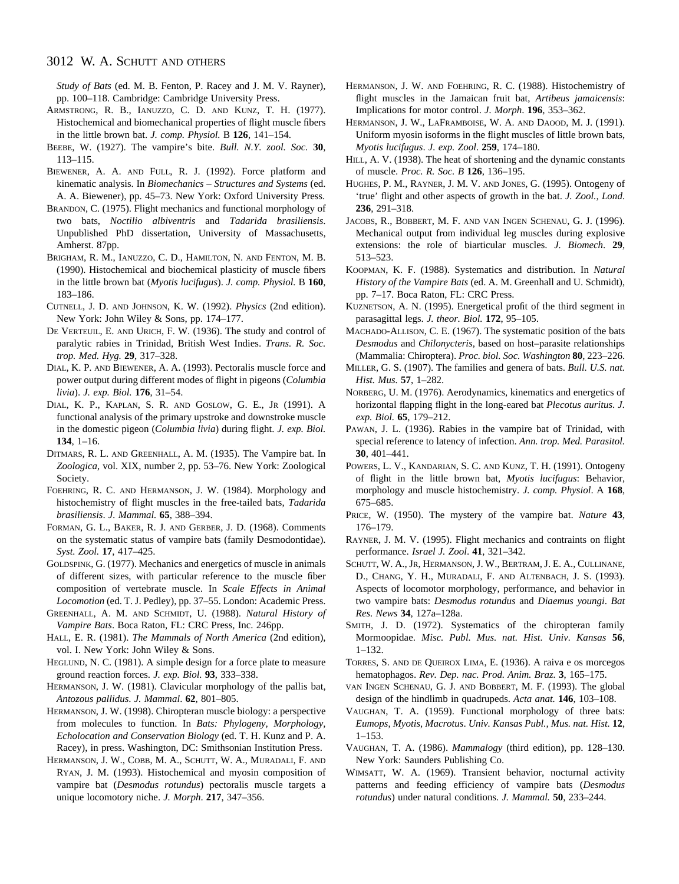*Study of Bats* (ed. M. B. Fenton, P. Racey and J. M. V. Rayner), pp. 100–118. Cambridge: Cambridge University Press.

Armstrong, R. B., Ianuzzo, C. D. and Kunz, T. H. (1977). Histochemical and biomechanical properties of flight muscle fibers in the little brown bat. *J. comp. Physiol.* B **126**, 141–154.

Beebe, W. (1927). The vampire's bite. *Bull. N.Y. zool. Soc.* **30**, 113–115.

Biewener, A. A. and Full, R. J. (1992). Force platform and kinematic analysis. In *Biomechanics – Structures and Systems* (ed. A. A. Biewener), pp. 45–73. New York: Oxford University Press.

Brandon, C. (1975). Flight mechanics and functional morphology of two bats, *Noctilio albiventris* and *Tadarida brasiliensis*. Unpublished PhD dissertation, University of Massachusetts, Amherst. 87pp.

Brigham, R. M., Ianuzzo, C. D., Hamilton, N. and Fenton, M. B. (1990). Histochemical and biochemical plasticity of muscle fibers in the little brown bat (*Myotis lucifugus*). *J. comp. Physiol.* B **160**, 183–186.

Cutnell, J. D. and Johnson, K. W. (1992). *Physics* (2nd edition). New York: John Wiley & Sons, pp. 174–177.

De Verteuil, E. and Urich, F. W. (1936). The study and control of paralytic rabies in Trinidad, British West Indies. *Trans. R. Soc. trop. Med. Hyg.* **29**, 317–328.

Dial, K. P. and Biewener, A. A. (1993). Pectoralis muscle force and power output during different modes of flight in pigeons (*Columbia livia*). *J. exp. Biol.* **176**, 31–54.

Dial, K. P., Kaplan, S. R. and Goslow, G. E., Jr (1991). A functional analysis of the primary upstroke and downstroke muscle in the domestic pigeon (*Columbia livia*) during flight. *J. exp. Biol.* **134**, 1–16.

Ditmars, R. L. and Greenhall, A. M. (1935). The Vampire bat. In *Zoologica*, vol. XIX, number 2, pp. 53–76. New York: Zoological Society.

Foehring, R. C. and Hermanson, J. W. (1984). Morphology and histochemistry of flight muscles in the free-tailed bats, *Tadarida brasiliensis*. *J. Mammal.* **65**, 388–394.

Forman, G. L., Baker, R. J. and Gerber, J. D. (1968). Comments on the systematic status of vampire bats (family Desmodontidae). *Syst. Zool.* **17**, 417–425.

Goldspink, G. (1977). Mechanics and energetics of muscle in animals of different sizes, with particular reference to the muscle fiber composition of vertebrate muscle. In *Scale Effects in Animal Locomotion* (ed. T. J. Pedley), pp. 37–55. London: Academic Press.

Greenhall, A. M. and Schmidt, U. (1988). *Natural History of Vampire Bats*. Boca Raton, FL: CRC Press, Inc. 246pp.

Hall, E. R. (1981). *The Mammals of North America* (2nd edition), vol. I. New York: John Wiley & Sons.

Heglund, N. C. (1981). A simple design for a force plate to measure ground reaction forces. *J. exp. Biol.* **93**, 333–338.

Hermanson, J. W. (1981). Clavicular morphology of the pallis bat, *Antozous pallidus*. *J. Mammal*. **62**, 801–805.

Hermanson, J. W. (1998). Chiropteran muscle biology: a perspective from molecules to function. In *Bats: Phylogeny, Morphology, Echolocation and Conservation Biology* (ed. T. H. Kunz and P. A. Racey), in press. Washington, DC: Smithsonian Institution Press.

Hermanson, J. W., Cobb, M. A., Schutt, W. A., Muradali, F. and Ryan, J. M. (1993). Histochemical and myosin composition of vampire bat (*Desmodus rotundus*) pectoralis muscle targets a unique locomotory niche. *J. Morph*. **217**, 347–356.

Hermanson, J. W. and Foehring, R. C. (1988). Histochemistry of flight muscles in the Jamaican fruit bat, *Artibeus jamaicensis*: Implications for motor control. *J. Morph.* **196**, 353–362.

Hermanson, J. W., LaFramboise, W. A. and Daood, M. J. (1991). Uniform myosin isoforms in the flight muscles of little brown bats, *Myotis lucifugus*. *J. exp. Zool*. **259**, 174–180.

Hill, A. V. (1938). The heat of shortening and the dynamic constants of muscle. *Proc. R. Soc. B* **126**, 136–195.

Hughes, P. M., Rayner, J. M. V. and Jones, G. (1995). Ontogeny of 'true' flight and other aspects of growth in the bat. *J. Zool., Lond*. **236**, 291–318.

Jacobs, R., Bobbert, M. F. and van Ingen Schenau, G. J. (1996). Mechanical output from individual leg muscles during explosive extensions: the role of biarticular muscles. *J. Biomech*. **29**, 513–523.

Koopman, K. F. (1988). Systematics and distribution. In *Natural History of the Vampire Bats* (ed. A. M. Greenhall and U. Schmidt), pp. 7–17. Boca Raton, FL: CRC Press.

Kuznetson, A. N. (1995). Energetical profit of the third segment in parasagittal legs. *J. theor. Biol.* **172**, 95–105.

Machado-Allison, C. E. (1967). The systematic position of the bats *Desmodus* and *Chilonycteris*, based on host–parasite relationships (Mammalia: Chiroptera). *Proc. biol. Soc. Washington* **80**, 223–226.

Miller, G. S. (1907). The families and genera of bats. *Bull. U.S. nat. Hist. Mus.* **57**, 1–282.

Norberg, U. M. (1976). Aerodynamics, kinematics and energetics of horizontal flapping flight in the long-eared bat *Plecotus auritus*. *J. exp. Biol.* **65**, 179–212.

Pawan, J. L. (1936). Rabies in the vampire bat of Trinidad, with special reference to latency of infection. *Ann. trop. Med. Parasitol.* **30**, 401–441.

Powers, L. V., Kandarian, S. C. and Kunz, T. H. (1991). Ontogeny of flight in the little brown bat, *Myotis lucifugus*: Behavior, morphology and muscle histochemistry. *J. comp. Physiol*. A **168**, 675–685.

Price, W. (1950). The mystery of the vampire bat. *Nature* **43**, 176–179.

Rayner, J. M. V. (1995). Flight mechanics and contraints on flight performance. *Israel J. Zool*. **41**, 321–342.

Schutt, W. A., Jr, Hermanson, J. W., Bertram, J. E. A., Cullinane, D., Chang, Y. H., Muradali, F. and Altenbach, J. S. (1993). Aspects of locomotor morphology, performance, and behavior in two vampire bats: *Desmodus rotundus* and *Diaemus youngi*. *Bat Res. News* **34**, 127a–128a.

Smith, J. D. (1972). Systematics of the chiropteran family Mormoopidae. *Misc. Publ. Mus. nat. Hist. Univ. Kansas* **56**, 1–132.

Torres, S. and de Queirox Lima, E. (1936). A raiva e os morcegos hematophagos. *Rev. Dep. nac. Prod. Anim. Braz.* **3**, 165–175.

van Ingen Schenau, G. J. and Bobbert, M. F. (1993). The global design of the hindlimb in quadrupeds. *Acta anat.* **146**, 103–108.

Vaughan, T. A. (1959). Functional morphology of three bats: *Eumops*, *Myotis*, *Macrotus*. *Univ. Kansas Publ., Mus. nat. Hist.* **12**, 1–153.

Vaughan, T. A. (1986). *Mammalogy* (third edition), pp. 128–130. New York: Saunders Publishing Co.

Wimsatt, W. A. (1969). Transient behavior, nocturnal activity patterns and feeding efficiency of vampire bats (*Desmodus rotundus*) under natural conditions. *J. Mammal.* **50**, 233–244.